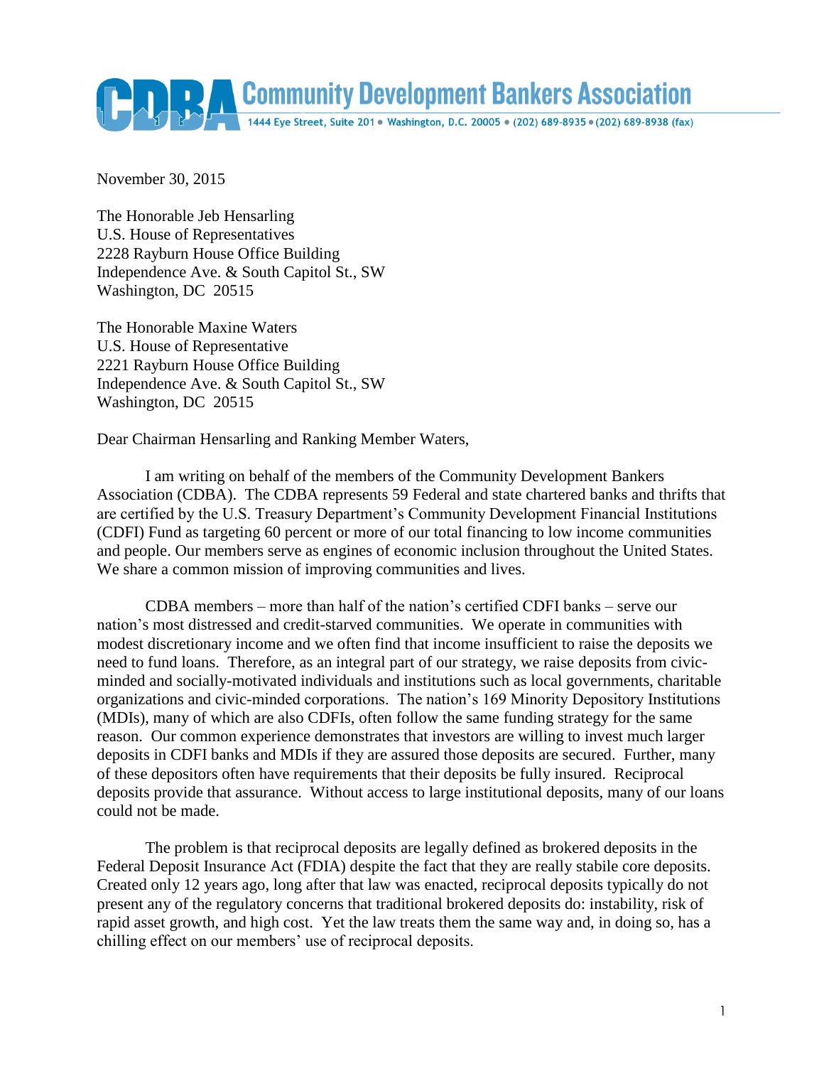**Community Development Bankers Association**

1444 Eye Street, Suite 201 • Washington, D.C. 20005 • (202) 689-8935 • (202) 689-8938 (fax)

November 30, 2015

The Honorable Jeb Hensarling
U.S. House of Representatives
2228 Rayburn House Office Building
Independence Ave. & South Capitol St., SW
Washington, DC 20515

The Honorable Maxine Waters
U.S. House of Representative
2221 Rayburn House Office Building
Independence Ave. & South Capitol St., SW
Washington, DC 20515

Dear Chairman Hensarling and Ranking Member Waters,

I am writing on behalf of the members of the Community Development Bankers Association (CDBA). The CDBA represents 59 Federal and state chartered banks and thrifts that are certified by the U.S. Treasury Department's Community Development Financial Institutions (CDFI) Fund as targeting 60 percent or more of our total financing to low income communities and people. Our members serve as engines of economic inclusion throughout the United States. We share a common mission of improving communities and lives.

CDBA members – more than half of the nation's certified CDFI banks – serve our nation's most distressed and credit-starved communities. We operate in communities with modest discretionary income and we often find that income insufficient to raise the deposits we need to fund loans. Therefore, as an integral part of our strategy, we raise deposits from civic-minded and socially-motivated individuals and institutions such as local governments, charitable organizations and civic-minded corporations. The nation's 169 Minority Depository Institutions (MDIs), many of which are also CDFIs, often follow the same funding strategy for the same reason. Our common experience demonstrates that investors are willing to invest much larger deposits in CDFI banks and MDIs if they are assured those deposits are secured. Further, many of these depositors often have requirements that their deposits be fully insured. Reciprocal deposits provide that assurance. Without access to large institutional deposits, many of our loans could not be made.

The problem is that reciprocal deposits are legally defined as brokered deposits in the Federal Deposit Insurance Act (FDIA) despite the fact that they are really stabile core deposits. Created only 12 years ago, long after that law was enacted, reciprocal deposits typically do not present any of the regulatory concerns that traditional brokered deposits do: instability, risk of rapid asset growth, and high cost. Yet the law treats them the same way and, in doing so, has a chilling effect on our members' use of reciprocal deposits.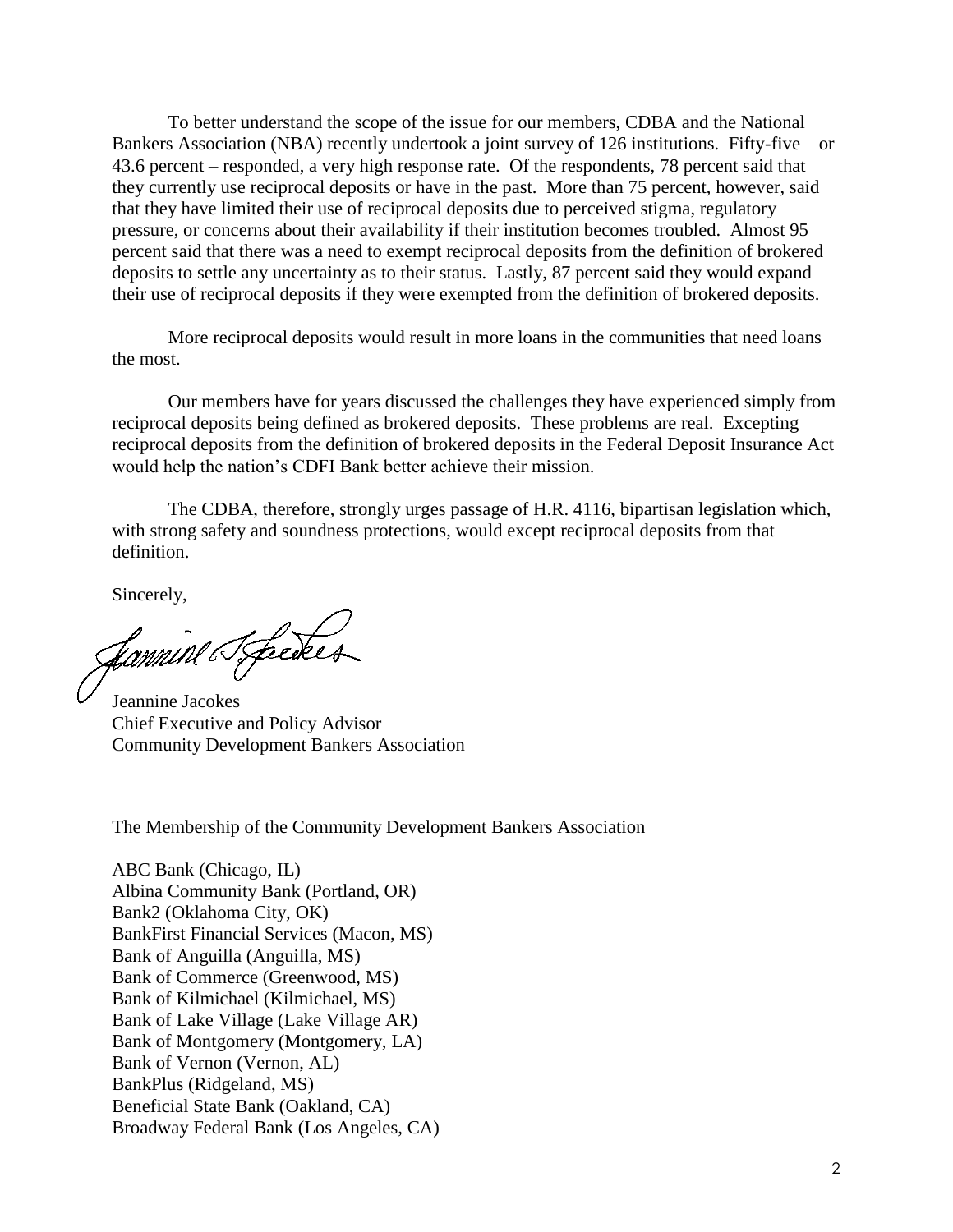To better understand the scope of the issue for our members, CDBA and the National Bankers Association (NBA) recently undertook a joint survey of 126 institutions. Fifty-five – or 43.6 percent – responded, a very high response rate. Of the respondents, 78 percent said that they currently use reciprocal deposits or have in the past. More than 75 percent, however, said that they have limited their use of reciprocal deposits due to perceived stigma, regulatory pressure, or concerns about their availability if their institution becomes troubled. Almost 95 percent said that there was a need to exempt reciprocal deposits from the definition of brokered deposits to settle any uncertainty as to their status. Lastly, 87 percent said they would expand their use of reciprocal deposits if they were exempted from the definition of brokered deposits.

More reciprocal deposits would result in more loans in the communities that need loans the most.

Our members have for years discussed the challenges they have experienced simply from reciprocal deposits being defined as brokered deposits. These problems are real. Excepting reciprocal deposits from the definition of brokered deposits in the Federal Deposit Insurance Act would help the nation's CDFI Bank better achieve their mission.

The CDBA, therefore, strongly urges passage of H.R. 4116, bipartisan legislation which, with strong safety and soundness protections, would except reciprocal deposits from that definition.

Sincerely,

Jeannine Jacokes
Chief Executive and Policy Advisor
Community Development Bankers Association

The Membership of the Community Development Bankers Association

ABC Bank (Chicago, IL)
Albina Community Bank (Portland, OR)
Bank2 (Oklahoma City, OK)
BankFirst Financial Services (Macon, MS)
Bank of Anguilla (Anguilla, MS)
Bank of Commerce (Greenwood, MS)
Bank of Kilmichael (Kilmichael, MS)
Bank of Lake Village (Lake Village AR)
Bank of Montgomery (Montgomery, LA)
Bank of Vernon (Vernon, AL)
BankPlus (Ridgeland, MS)
Beneficial State Bank (Oakland, CA)
Broadway Federal Bank (Los Angeles, CA)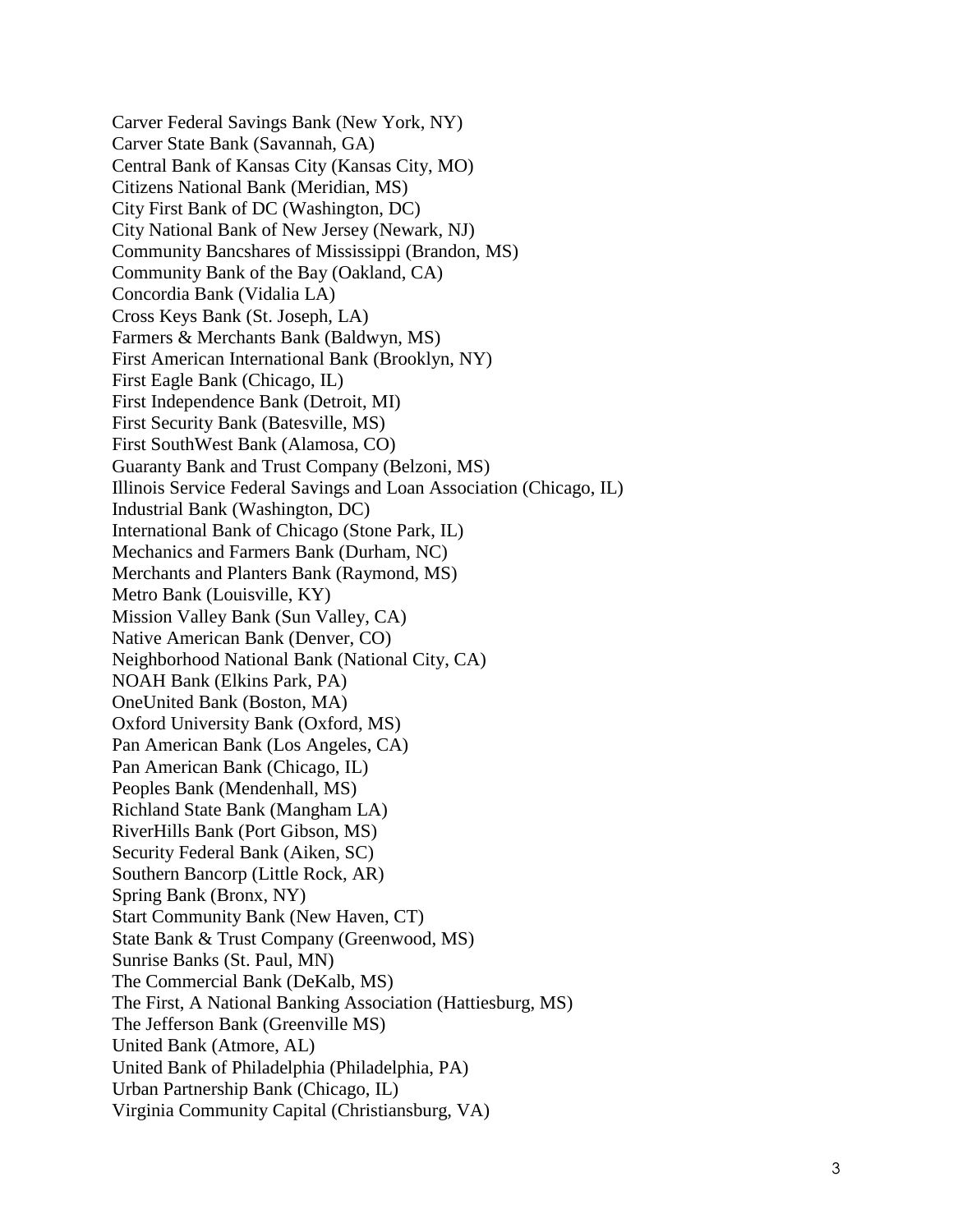Carver Federal Savings Bank (New York, NY)
Carver State Bank (Savannah, GA)
Central Bank of Kansas City (Kansas City, MO)
Citizens National Bank (Meridian, MS)
City First Bank of DC (Washington, DC)
City National Bank of New Jersey (Newark, NJ)
Community Bancshares of Mississippi (Brandon, MS)
Community Bank of the Bay (Oakland, CA)
Concordia Bank (Vidalia LA)
Cross Keys Bank (St. Joseph, LA)
Farmers & Merchants Bank (Baldwyn, MS)
First American International Bank (Brooklyn, NY)
First Eagle Bank (Chicago, IL)
First Independence Bank (Detroit, MI)
First Security Bank (Batesville, MS)
First SouthWest Bank (Alamosa, CO)
Guaranty Bank and Trust Company (Belzoni, MS)
Illinois Service Federal Savings and Loan Association (Chicago, IL)
Industrial Bank (Washington, DC)
International Bank of Chicago (Stone Park, IL)
Mechanics and Farmers Bank (Durham, NC)
Merchants and Planters Bank (Raymond, MS)
Metro Bank (Louisville, KY)
Mission Valley Bank (Sun Valley, CA)
Native American Bank (Denver, CO)
Neighborhood National Bank (National City, CA)
NOAH Bank (Elkins Park, PA)
OneUnited Bank (Boston, MA)
Oxford University Bank (Oxford, MS)
Pan American Bank (Los Angeles, CA)
Pan American Bank (Chicago, IL)
Peoples Bank (Mendenhall, MS)
Richland State Bank (Mangham LA)
RiverHills Bank (Port Gibson, MS)
Security Federal Bank (Aiken, SC)
Southern Bancorp (Little Rock, AR)
Spring Bank (Bronx, NY)
Start Community Bank (New Haven, CT)
State Bank & Trust Company (Greenwood, MS)
Sunrise Banks (St. Paul, MN)
The Commercial Bank (DeKalb, MS)
The First, A National Banking Association (Hattiesburg, MS)
The Jefferson Bank (Greenville MS)
United Bank (Atmore, AL)
United Bank of Philadelphia (Philadelphia, PA)
Urban Partnership Bank (Chicago, IL)
Virginia Community Capital (Christiansburg, VA)